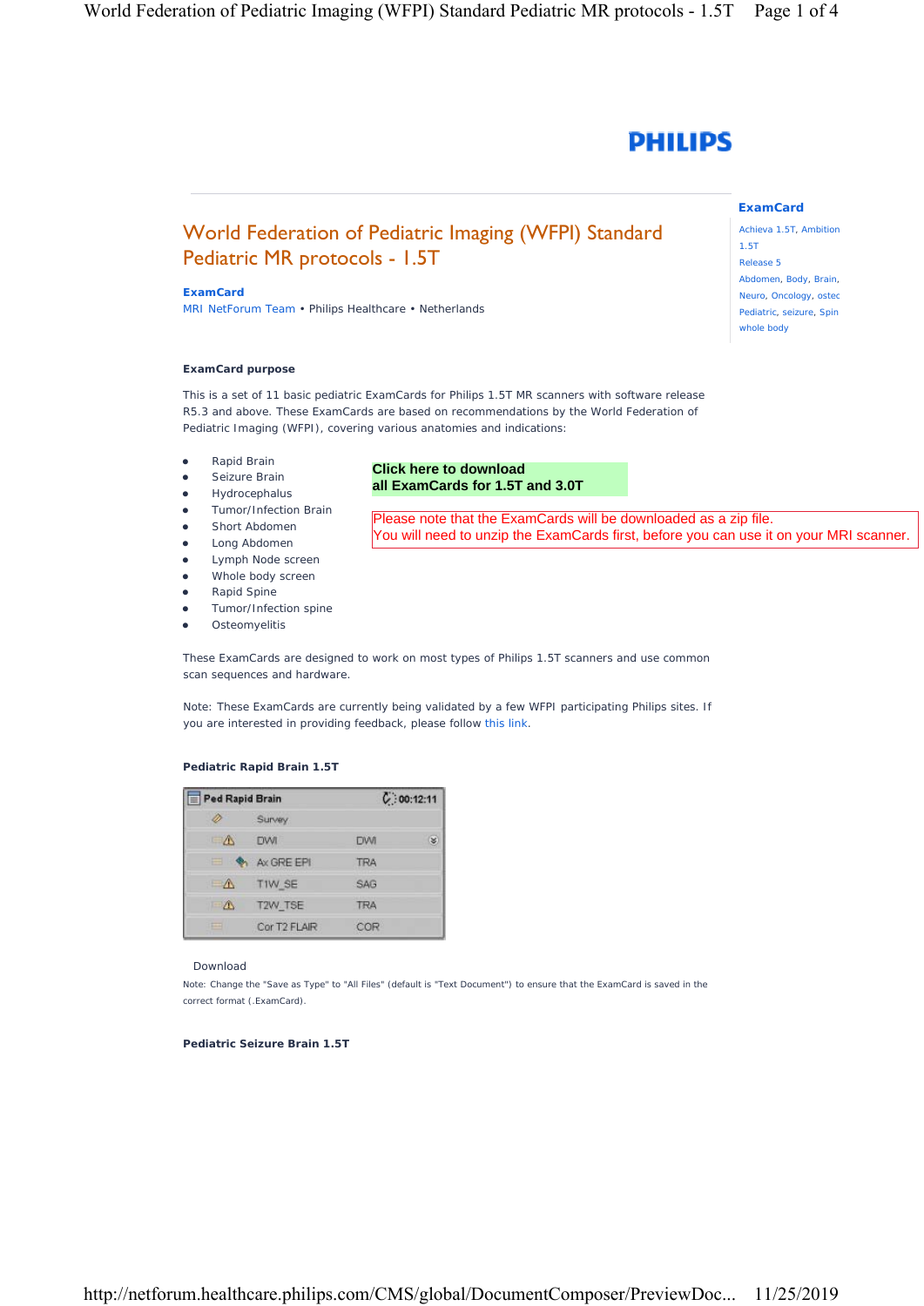# World Federation of Pediatric Imaging (WFPI) Standard Pediatric MR protocols - 1.5T

**ExamCard**
MRI NetForum Team • Philips Healthcare • Netherlands

**ExamCard**
Achieva 1.5T, Ambition 1.5T
Release 5
Abdomen, Body, Brain, Neuro, Oncology, osteo
Pediatric, seizure, Spin
whole body

### ExamCard purpose

This is a set of 11 basic pediatric ExamCards for Philips 1.5T MR scanners with software release R5.3 and above. These ExamCards are based on recommendations by the World Federation of Pediatric Imaging (WFPI), covering various anatomies and indications:

- Rapid Brain
- Seizure Brain
- Hydrocephalus
- Tumor/Infection Brain
- Short Abdomen
- Long Abdomen
- Lymph Node screen
- Whole body screen
- Rapid Spine
- Tumor/Infection spine
- Osteomyelitis

**Click here to download all ExamCards for 1.5T and 3.0T**

Please note that the ExamCards will be downloaded as a zip file.
You will need to unzip the ExamCards first, before you can use it on your MRI scanner.

These ExamCards are designed to work on most types of Philips 1.5T scanners and use common scan sequences and hardware.

Note: These ExamCards are currently being validated by a few WFPI participating Philips sites. If you are interested in providing feedback, please follow this link.

### Pediatric Rapid Brain 1.5T

| Ped Rapid Brain | 00:12:11 |
|---|---|
| Survey | |
| DWI | DWI |
| Ax GRE EPI | TRA |
| T1W_SE | SAG |
| T2W_TSE | TRA |
| Cor T2 FLAIR | COR |

Download

Note: Change the "Save as Type" to "All Files" (default is "Text Document") to ensure that the ExamCard is saved in the correct format (.ExamCard).

### Pediatric Seizure Brain 1.5T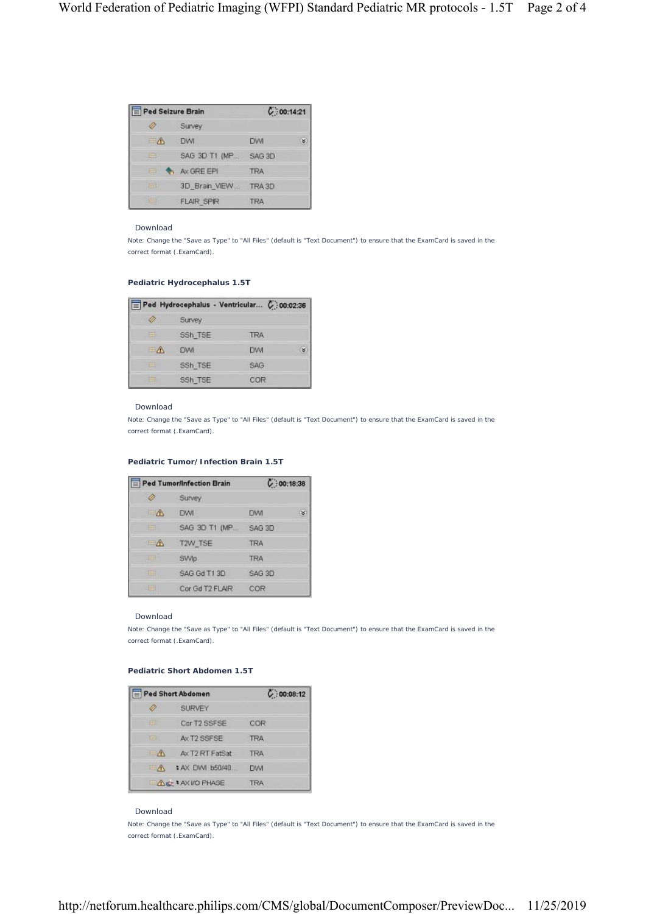| Ped Seizure Brain | | 00:14:21 |
| --- | --- | --- |
| Survey | | |
| DWI | DWI | |
| SAG 3D T1 (MP... | SAG 3D | |
| Ax GRE EPI | TRA | |
| 3D_Brain_VIEW... | TRA 3D | |
| FLAIR_SPIR | TRA | |

Download

Note: Change the "Save as Type" to "All Files" (default is "Text Document") to ensure that the ExamCard is saved in the correct format (.ExamCard).

**Pediatric Hydrocephalus 1.5T**

| Ped Hydrocephalus - Ventricular... | | 00:02:36 |
| --- | --- | --- |
| Survey | | |
| SSh_TSE | TRA | |
| DWI | DWI | |
| SSh_TSE | SAG | |
| SSh_TSE | COR | |

Download

Note: Change the "Save as Type" to "All Files" (default is "Text Document") to ensure that the ExamCard is saved in the correct format (.ExamCard).

**Pediatric Tumor/Infection Brain 1.5T**

| Ped Tumor/Infection Brain | | 00:18:38 |
| --- | --- | --- |
| Survey | | |
| DWI | DWI | |
| SAG 3D T1 (MP... | SAG 3D | |
| T2W_TSE | TRA | |
| SWIp | TRA | |
| SAG Gd T1 3D | SAG 3D | |
| Cor Gd T2 FLAIR | COR | |

Download

Note: Change the "Save as Type" to "All Files" (default is "Text Document") to ensure that the ExamCard is saved in the correct format (.ExamCard).

**Pediatric Short Abdomen 1.5T**

| Ped Short Abdomen | | 00:08:12 |
| --- | --- | --- |
| SURVEY | | |
| Cor T2 SSFSE | COR | |
| Ax T2 SSFSE | TRA | |
| Ax T2 RT FatSat | TRA | |
| AX DWI b50/40... | DWI | |
| AX I/O PHASE | TRA | |

Download

Note: Change the "Save as Type" to "All Files" (default is "Text Document") to ensure that the ExamCard is saved in the correct format (.ExamCard).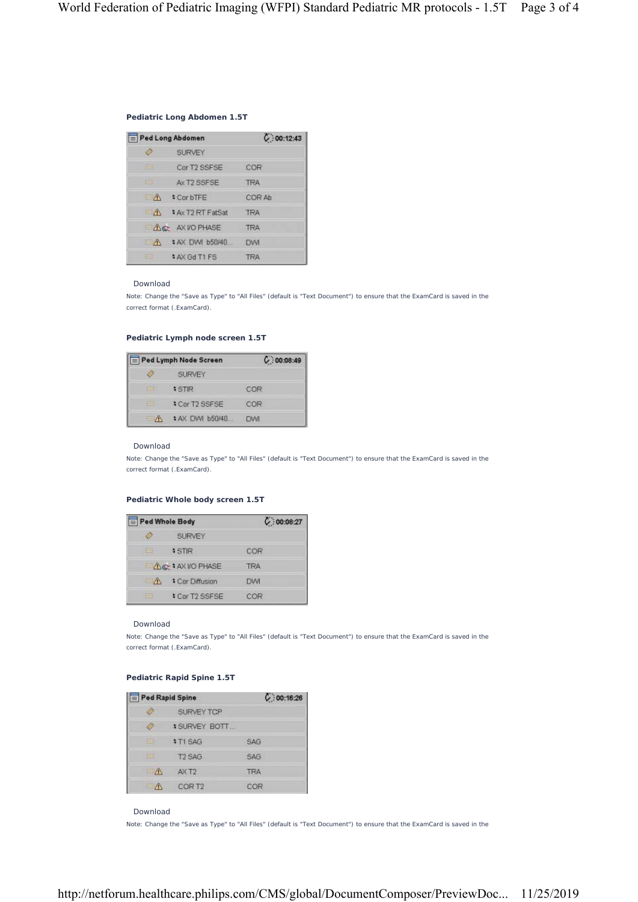### Pediatric Long Abdomen 1.5T

| Ped Long Abdomen | | 00:12:43 |
|---|---|---|
| | SURVEY | |
| | Cor T2 SSFSE | COR |
| | Ax T2 SSFSE | TRA |
| | Cor bTFE | COR Ab |
| | Ax T2 RT FatSat | TRA |
| | AX I/O PHASE | TRA |
| | AX DWI b50/40... | DWI |
| | AX Gd T1 FS | TRA |

Download

Note: Change the "Save as Type" to "All Files" (default is "Text Document") to ensure that the ExamCard is saved in the correct format (.ExamCard).

### Pediatric Lymph node screen 1.5T

| Ped Lymph Node Screen | | 00:08:49 |
|---|---|---|
| | SURVEY | |
| | STIR | COR |
| | Cor T2 SSFSE | COR |
| | AX DWI b50/40... | DWI |

Download

Note: Change the "Save as Type" to "All Files" (default is "Text Document") to ensure that the ExamCard is saved in the correct format (.ExamCard).

### Pediatric Whole body screen 1.5T

| Ped Whole Body | | 00:08:27 |
|---|---|---|
| | SURVEY | |
| | STIR | COR |
| | AX I/O PHASE | TRA |
| | Cor Diffusion | DWI |
| | Cor T2 SSFSE | COR |

Download

Note: Change the "Save as Type" to "All Files" (default is "Text Document") to ensure that the ExamCard is saved in the correct format (.ExamCard).

### Pediatric Rapid Spine 1.5T

| Ped Rapid Spine | | 00:16:26 |
|---|---|---|
| | SURVEY TOP | |
| | SURVEY BOTT... | |
| | T1 SAG | SAG |
| | T2 SAG | SAG |
| | AX T2 | TRA |
| | COR T2 | COR |

Download

Note: Change the "Save as Type" to "All Files" (default is "Text Document") to ensure that the ExamCard is saved in the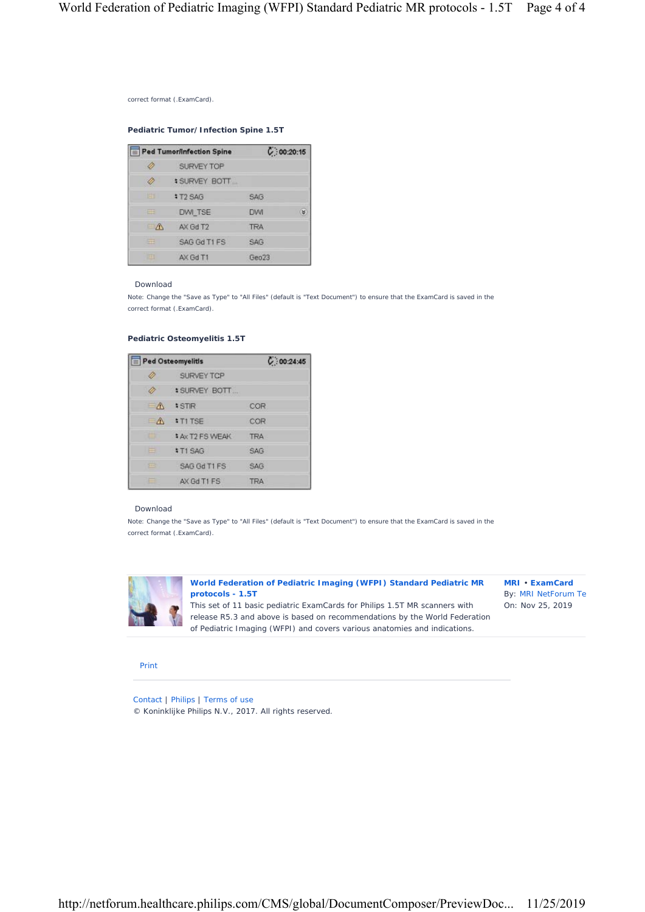correct format (.ExamCard).

**Pediatric Tumor/Infection Spine 1.5T**

| Ped Tumor/Infection Spine | | 00:20:15 |
|---|---|---|
| | SURVEY TOP | |
| | SURVEY BOTT... | |
| | T2 SAG | SAG |
| | DWI_TSE | DWI |
| | AX Gd T2 | TRA |
| | SAG Gd T1 FS | SAG |
| | AX Gd T1 | Geo23 |

Download

Note: Change the "Save as Type" to "All Files" (default is "Text Document") to ensure that the ExamCard is saved in the correct format (.ExamCard).

**Pediatric Osteomyelitis 1.5T**

| Ped Osteomyelitis | | 00:24:45 |
|---|---|---|
| | SURVEY TCP | |
| | SURVEY BOTT... | |
| | STIR | COR |
| | T1 TSE | COR |
| | Ax T2 FS WEAK | TRA |
| | T1 SAG | SAG |
| | SAG Gd T1 FS | SAG |
| | AX Gd T1 FS | TRA |

Download

Note: Change the "Save as Type" to "All Files" (default is "Text Document") to ensure that the ExamCard is saved in the correct format (.ExamCard).

**World Federation of Pediatric Imaging (WFPI) Standard Pediatric MR protocols - 1.5T**

This set of 11 basic pediatric ExamCards for Philips 1.5T MR scanners with release R5.3 and above is based on recommendations by the World Federation of Pediatric Imaging (WFPI) and covers various anatomies and indications.

**MRI • ExamCard**
By: MRI NetForum Te
On: Nov 25, 2019

Print

Contact | Philips | Terms of use
© Koninklijke Philips N.V., 2017. All rights reserved.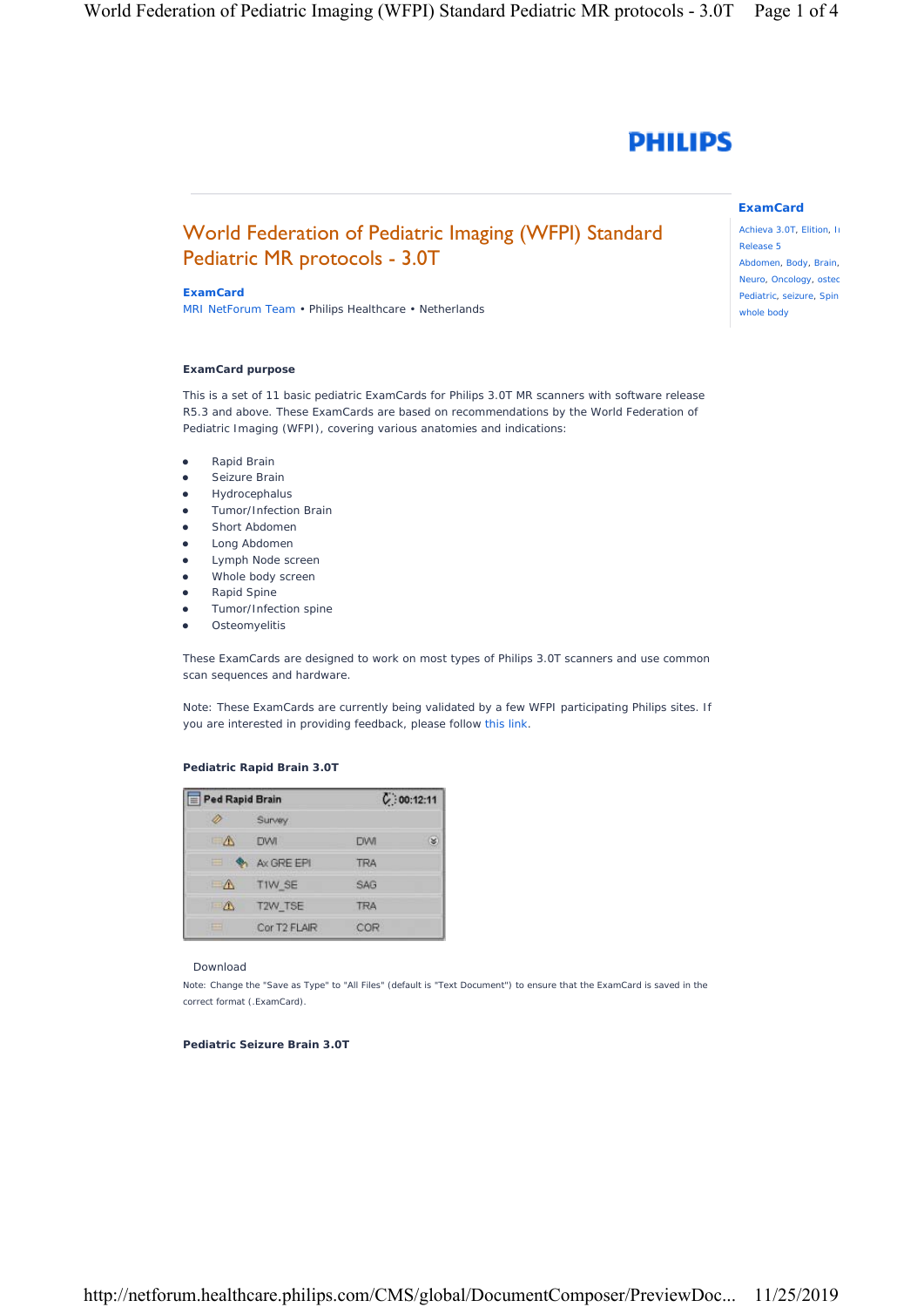PHILIPS

# World Federation of Pediatric Imaging (WFPI) Standard Pediatric MR protocols - 3.0T

**ExamCard**
MRI NetForum Team • Philips Healthcare • Netherlands

**ExamCard**

Achieva 3.0T, Elition, I
Release 5
Abdomen, Body, Brain,
Neuro, Oncology, osteo
Pediatric, seizure, Spin
whole body

**ExamCard purpose**

This is a set of 11 basic pediatric ExamCards for Philips 3.0T MR scanners with software release R5.3 and above. These ExamCards are based on recommendations by the World Federation of Pediatric Imaging (WFPI), covering various anatomies and indications:

- Rapid Brain
- Seizure Brain
- Hydrocephalus
- Tumor/Infection Brain
- Short Abdomen
- Long Abdomen
- Lymph Node screen
- Whole body screen
- Rapid Spine
- Tumor/Infection spine
- Osteomyelitis

These ExamCards are designed to work on most types of Philips 3.0T scanners and use common scan sequences and hardware.

Note: These ExamCards are currently being validated by a few WFPI participating Philips sites. If you are interested in providing feedback, please follow this link.

**Pediatric Rapid Brain 3.0T**

| Ped Rapid Brain | 00:12:11 |
|---|---|
| Survey | |
| DWI | DWI |
| Ax GRE EPI | TRA |
| T1W_SE | SAG |
| T2W_TSE | TRA |
| Cor T2 FLAIR | COR |

Download

Note: Change the "Save as Type" to "All Files" (default is "Text Document") to ensure that the ExamCard is saved in the correct format (.ExamCard).

**Pediatric Seizure Brain 3.0T**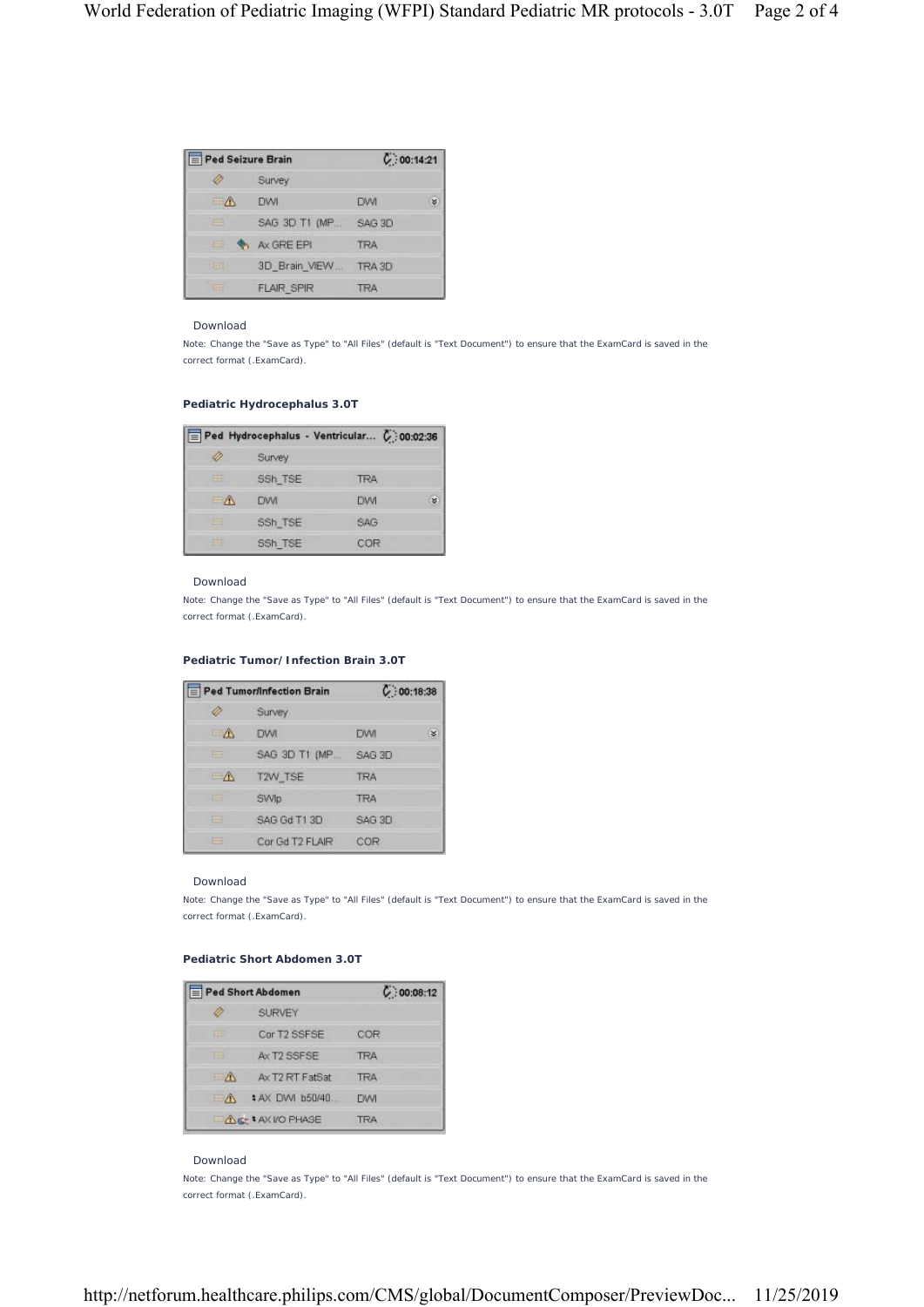| Ped Seizure Brain | | 00:14:21 |
|---|---|---|
| Survey | | |
| DWI | DWI | |
| SAG 3D T1 (MP... | SAG 3D | |
| Ax GRE EPI | TRA | |
| 3D_Brain_VIEW... | TRA 3D | |
| FLAIR_SPIR | TRA | |

Download

Note: Change the "Save as Type" to "All Files" (default is "Text Document") to ensure that the ExamCard is saved in the correct format (.ExamCard).

**Pediatric Hydrocephalus 3.0T**

| Ped Hydrocephalus - Ventricular... | | 00:02:36 |
|---|---|---|
| Survey | | |
| SSh_TSE | TRA | |
| DWI | DWI | |
| SSh_TSE | SAG | |
| SSh_TSE | COR | |

Download

Note: Change the "Save as Type" to "All Files" (default is "Text Document") to ensure that the ExamCard is saved in the correct format (.ExamCard).

**Pediatric Tumor/Infection Brain 3.0T**

| Ped Tumor/Infection Brain | | 00:18:38 |
|---|---|---|
| Survey | | |
| DWI | DWI | |
| SAG 3D T1 (MP... | SAG 3D | |
| T2W_TSE | TRA | |
| SWIp | TRA | |
| SAG Gd T1 3D | SAG 3D | |
| Cor Gd T2 FLAIR | COR | |

Download

Note: Change the "Save as Type" to "All Files" (default is "Text Document") to ensure that the ExamCard is saved in the correct format (.ExamCard).

**Pediatric Short Abdomen 3.0T**

| Ped Short Abdomen | | 00:08:12 |
|---|---|---|
| SURVEY | | |
| Cor T2 SSFSE | COR | |
| Ax T2 SSFSE | TRA | |
| Ax T2 RT FatSat | TRA | |
| AX DWI b50/40... | DWI | |
| AX I/O PHASE | TRA | |

Download

Note: Change the "Save as Type" to "All Files" (default is "Text Document") to ensure that the ExamCard is saved in the correct format (.ExamCard).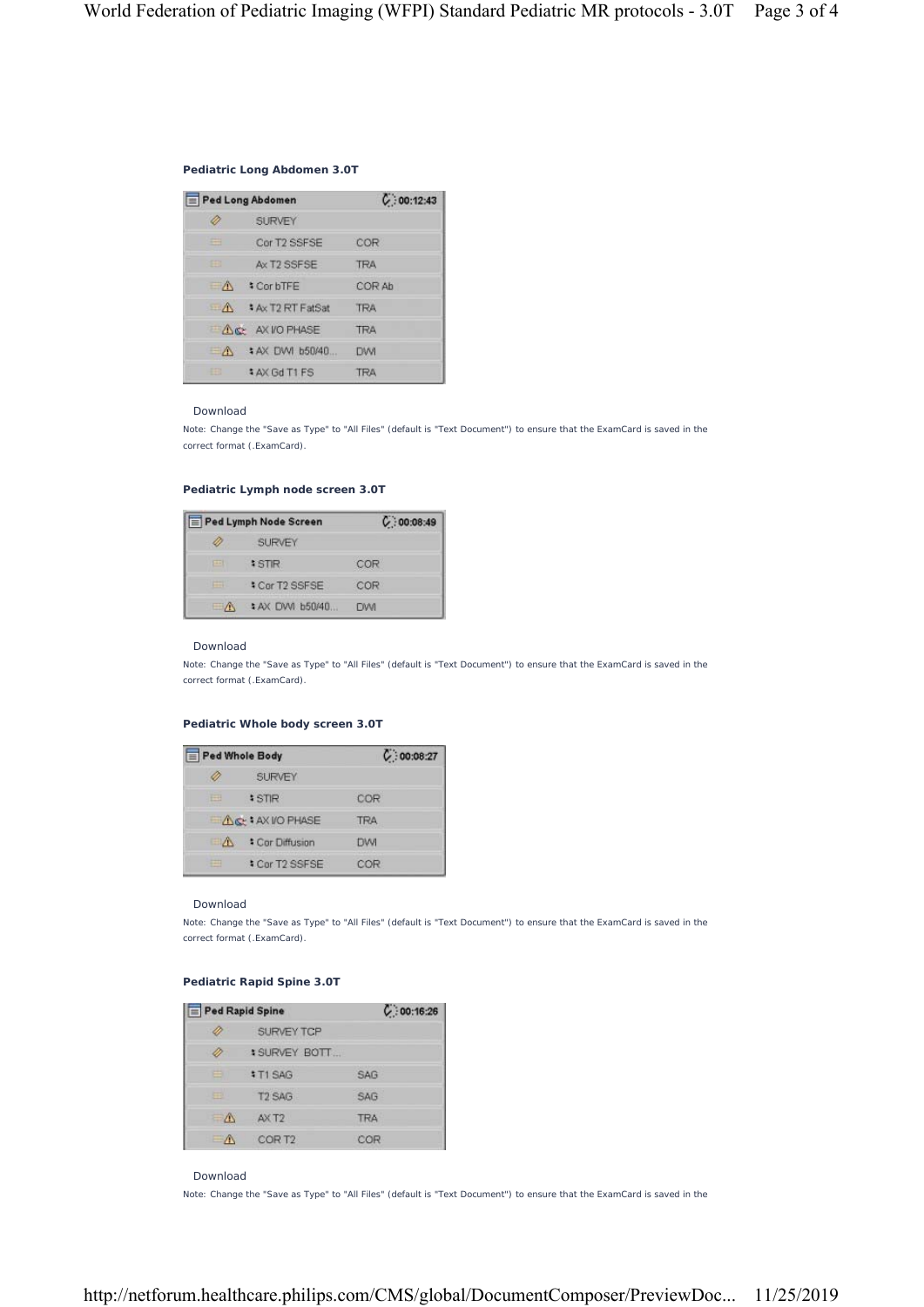**Pediatric Long Abdomen 3.0T**

| Ped Long Abdomen | | 00:12:43 |
|---|---|---|
| | SURVEY | |
| | Cor T2 SSFSE | COR |
| | Ax T2 SSFSE | TRA |
| | Cor bTFE | COR Ab |
| | Ax T2 RT FatSat | TRA |
| | AX I/O PHASE | TRA |
| | AX DWI b50/40... | DWI |
| | AX Gd T1 FS | TRA |

Download

Note: Change the "Save as Type" to "All Files" (default is "Text Document") to ensure that the ExamCard is saved in the correct format (.ExamCard).

**Pediatric Lymph node screen 3.0T**

| Ped Lymph Node Screen | | 00:08:49 |
|---|---|---|
| | SURVEY | |
| | STIR | COR |
| | Cor T2 SSFSE | COR |
| | AX DWI b50/40... | DWI |

Download

Note: Change the "Save as Type" to "All Files" (default is "Text Document") to ensure that the ExamCard is saved in the correct format (.ExamCard).

**Pediatric Whole body screen 3.0T**

| Ped Whole Body | | 00:08:27 |
|---|---|---|
| | SURVEY | |
| | STIR | COR |
| | AX I/O PHASE | TRA |
| | Cor Diffusion | DWI |
| | Cor T2 SSFSE | COR |

Download

Note: Change the "Save as Type" to "All Files" (default is "Text Document") to ensure that the ExamCard is saved in the correct format (.ExamCard).

**Pediatric Rapid Spine 3.0T**

| Ped Rapid Spine | | 00:16:26 |
|---|---|---|
| | SURVEY TCP | |
| | SURVEY BOTT... | |
| | T1 SAG | SAG |
| | T2 SAG | SAG |
| | AX T2 | TRA |
| | COR T2 | COR |

Download

Note: Change the "Save as Type" to "All Files" (default is "Text Document") to ensure that the ExamCard is saved in the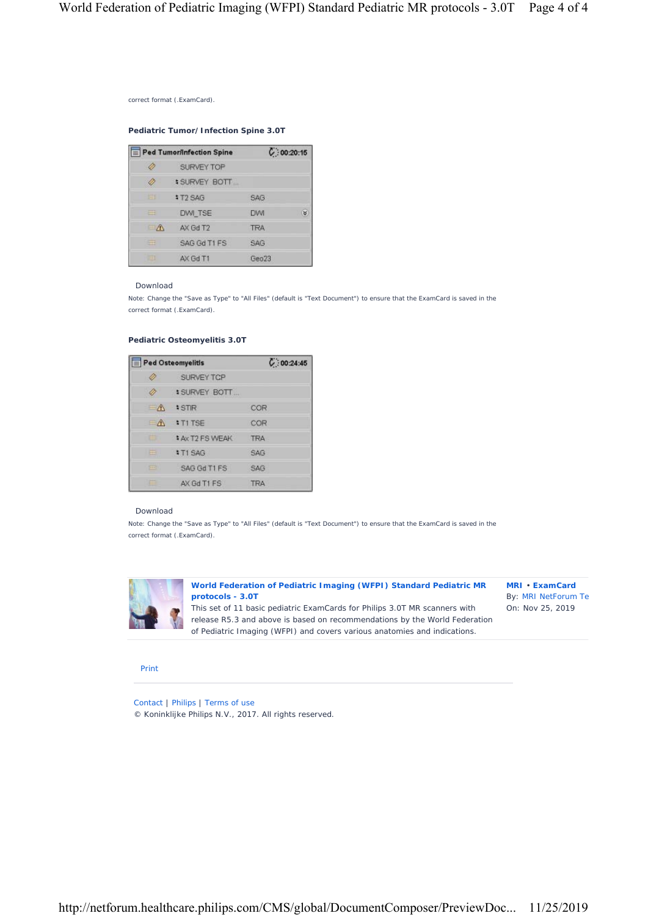correct format (.ExamCard).

**Pediatric Tumor/Infection Spine 3.0T**

| Ped Tumor/Infection Spine | | 00:20:15 |
|---|---|---|
| | SURVEY TOP | |
| | SURVEY BOTT... | |
| | T2 SAG | SAG |
| | DWI_TSE | DWI |
| | AX Gd T2 | TRA |
| | SAG Gd T1 FS | SAG |
| | AX Gd T1 | Geo23 |

Download

Note: Change the "Save as Type" to "All Files" (default is "Text Document") to ensure that the ExamCard is saved in the correct format (.ExamCard).

**Pediatric Osteomyelitis 3.0T**

| Ped Osteomyelitis | | 00:24:45 |
|---|---|---|
| | SURVEY TOP | |
| | SURVEY BOTT... | |
| | STIR | COR |
| | T1 TSE | COR |
| | Ax T2 FS WEAK | TRA |
| | T1 SAG | SAG |
| | SAG Gd T1 FS | SAG |
| | AX Gd T1 FS | TRA |

Download

Note: Change the "Save as Type" to "All Files" (default is "Text Document") to ensure that the ExamCard is saved in the correct format (.ExamCard).

**World Federation of Pediatric Imaging (WFPI) Standard Pediatric MR protocols - 3.0T**

This set of 11 basic pediatric ExamCards for Philips 3.0T MR scanners with release R5.3 and above is based on recommendations by the World Federation of Pediatric Imaging (WFPI) and covers various anatomies and indications.

**MRI • ExamCard**
By: MRI NetForum Te
On: Nov 25, 2019

Print

Contact | Philips | Terms of use
© Koninklijke Philips N.V., 2017. All rights reserved.